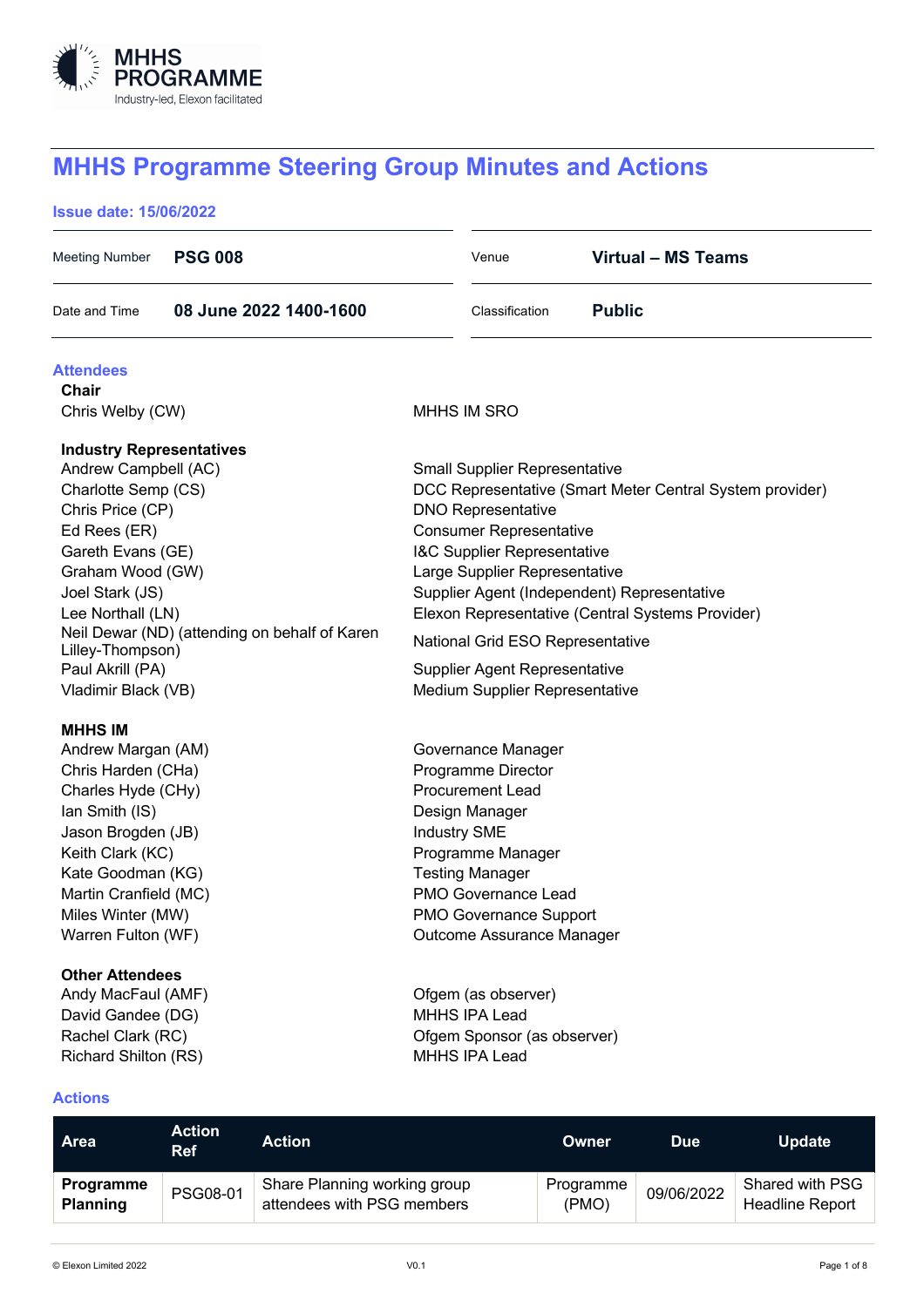MHHS PROGRAMME
Industry-led, Elexon facilitated

# MHHS Programme Steering Group Minutes and Actions

**Issue date: 15/06/2022**

| | | | |
|---|---|---|---|
| Meeting Number | **PSG 008** | Venue | **Virtual – MS Teams** |
| Date and Time | **08 June 2022 1400-1600** | Classification | **Public** |

## Attendees

**Chair**

| | |
|---|---|
| Chris Welby (CW) | MHHS IM SRO |

**Industry Representatives**

| | |
|---|---|
| Andrew Campbell (AC) | Small Supplier Representative |
| Charlotte Semp (CS) | DCC Representative (Smart Meter Central System provider) |
| Chris Price (CP) | DNO Representative |
| Ed Rees (ER) | Consumer Representative |
| Gareth Evans (GE) | I&C Supplier Representative |
| Graham Wood (GW) | Large Supplier Representative |
| Joel Stark (JS) | Supplier Agent (Independent) Representative |
| Lee Northall (LN) | Elexon Representative (Central Systems Provider) |
| Neil Dewar (ND) (attending on behalf of Karen Lilley-Thompson) | National Grid ESO Representative |
| Paul Akrill (PA) | Supplier Agent Representative |
| Vladimir Black (VB) | Medium Supplier Representative |

**MHHS IM**

| | |
|---|---|
| Andrew Margan (AM) | Governance Manager |
| Chris Harden (CHa) | Programme Director |
| Charles Hyde (CHy) | Procurement Lead |
| Ian Smith (IS) | Design Manager |
| Jason Brogden (JB) | Industry SME |
| Keith Clark (KC) | Programme Manager |
| Kate Goodman (KG) | Testing Manager |
| Martin Cranfield (MC) | PMO Governance Lead |
| Miles Winter (MW) | PMO Governance Support |
| Warren Fulton (WF) | Outcome Assurance Manager |

**Other Attendees**

| | |
|---|---|
| Andy MacFaul (AMF) | Ofgem (as observer) |
| David Gandee (DG) | MHHS IPA Lead |
| Rachel Clark (RC) | Ofgem Sponsor (as observer) |
| Richard Shilton (RS) | MHHS IPA Lead |

## Actions

| Area | Action Ref | Action | Owner | Due | Update |
|---|---|---|---|---|---|
| **Programme Planning** | PSG08-01 | Share Planning working group attendees with PSG members | Programme (PMO) | 09/06/2022 | Shared with PSG Headline Report |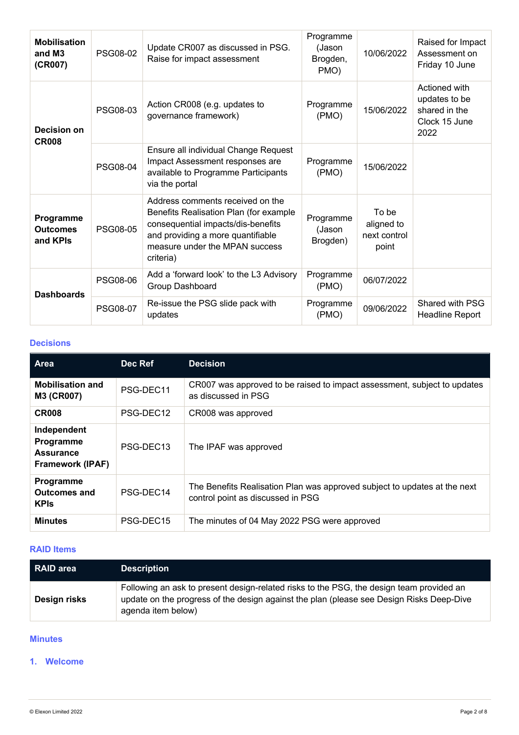| | | | | | |
|---|---|---|---|---|---|
| **Mobilisation and M3 (CR007)** | PSG08-02 | Update CR007 as discussed in PSG. Raise for impact assessment | Programme (Jason Brogden, PMO) | 10/06/2022 | Raised for Impact Assessment on Friday 10 June |
| **Decision on CR008** | PSG08-03 | Action CR008 (e.g. updates to governance framework) | Programme (PMO) | 15/06/2022 | Actioned with updates to be shared in the Clock 15 June 2022 |
| | PSG08-04 | Ensure all individual Change Request Impact Assessment responses are available to Programme Participants via the portal | Programme (PMO) | 15/06/2022 | |
| **Programme Outcomes and KPIs** | PSG08-05 | Address comments received on the Benefits Realisation Plan (for example consequential impacts/dis-benefits and providing a more quantifiable measure under the MPAN success criteria) | Programme (Jason Brogden) | To be aligned to next control point | |
| **Dashboards** | PSG08-06 | Add a 'forward look' to the L3 Advisory Group Dashboard | Programme (PMO) | 06/07/2022 | |
| | PSG08-07 | Re-issue the PSG slide pack with updates | Programme (PMO) | 09/06/2022 | Shared with PSG Headline Report |

### Decisions

| Area | Dec Ref | Decision |
|---|---|---|
| **Mobilisation and M3 (CR007)** | PSG-DEC11 | CR007 was approved to be raised to impact assessment, subject to updates as discussed in PSG |
| **CR008** | PSG-DEC12 | CR008 was approved |
| **Independent Programme Assurance Framework (IPAF)** | PSG-DEC13 | The IPAF was approved |
| **Programme Outcomes and KPIs** | PSG-DEC14 | The Benefits Realisation Plan was approved subject to updates at the next control point as discussed in PSG |
| **Minutes** | PSG-DEC15 | The minutes of 04 May 2022 PSG were approved |

### RAID Items

| RAID area | Description |
|---|---|
| **Design risks** | Following an ask to present design-related risks to the PSG, the design team provided an update on the progress of the design against the plan (please see Design Risks Deep-Dive agenda item below) |

### Minutes

#### 1. Welcome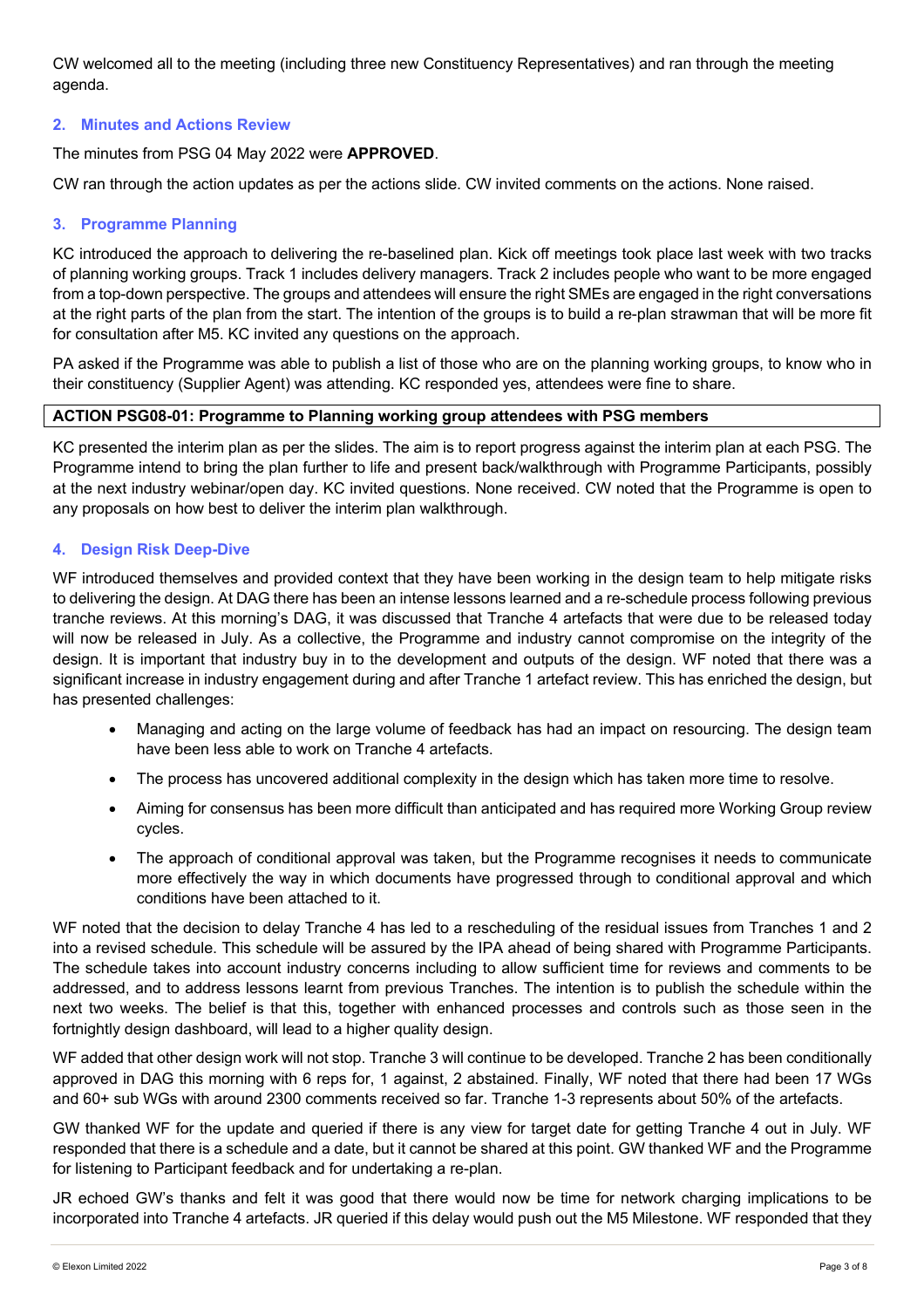CW welcomed all to the meeting (including three new Constituency Representatives) and ran through the meeting agenda.

## 2. Minutes and Actions Review

The minutes from PSG 04 May 2022 were **APPROVED**.

CW ran through the action updates as per the actions slide. CW invited comments on the actions. None raised.

## 3. Programme Planning

KC introduced the approach to delivering the re-baselined plan. Kick off meetings took place last week with two tracks of planning working groups. Track 1 includes delivery managers. Track 2 includes people who want to be more engaged from a top-down perspective. The groups and attendees will ensure the right SMEs are engaged in the right conversations at the right parts of the plan from the start. The intention of the groups is to build a re-plan strawman that will be more fit for consultation after M5. KC invited any questions on the approach.

PA asked if the Programme was able to publish a list of those who are on the planning working groups, to know who in their constituency (Supplier Agent) was attending. KC responded yes, attendees were fine to share.

| **ACTION PSG08-01: Programme to Planning working group attendees with PSG members** |
|---|

KC presented the interim plan as per the slides. The aim is to report progress against the interim plan at each PSG. The Programme intend to bring the plan further to life and present back/walkthrough with Programme Participants, possibly at the next industry webinar/open day. KC invited questions. None received. CW noted that the Programme is open to any proposals on how best to deliver the interim plan walkthrough.

## 4. Design Risk Deep-Dive

WF introduced themselves and provided context that they have been working in the design team to help mitigate risks to delivering the design. At DAG there has been an intense lessons learned and a re-schedule process following previous tranche reviews. At this morning's DAG, it was discussed that Tranche 4 artefacts that were due to be released today will now be released in July. As a collective, the Programme and industry cannot compromise on the integrity of the design. It is important that industry buy in to the development and outputs of the design. WF noted that there was a significant increase in industry engagement during and after Tranche 1 artefact review. This has enriched the design, but has presented challenges:

- Managing and acting on the large volume of feedback has had an impact on resourcing. The design team have been less able to work on Tranche 4 artefacts.
- The process has uncovered additional complexity in the design which has taken more time to resolve.
- Aiming for consensus has been more difficult than anticipated and has required more Working Group review cycles.
- The approach of conditional approval was taken, but the Programme recognises it needs to communicate more effectively the way in which documents have progressed through to conditional approval and which conditions have been attached to it.

WF noted that the decision to delay Tranche 4 has led to a rescheduling of the residual issues from Tranches 1 and 2 into a revised schedule. This schedule will be assured by the IPA ahead of being shared with Programme Participants. The schedule takes into account industry concerns including to allow sufficient time for reviews and comments to be addressed, and to address lessons learnt from previous Tranches. The intention is to publish the schedule within the next two weeks. The belief is that this, together with enhanced processes and controls such as those seen in the fortnightly design dashboard, will lead to a higher quality design.

WF added that other design work will not stop. Tranche 3 will continue to be developed. Tranche 2 has been conditionally approved in DAG this morning with 6 reps for, 1 against, 2 abstained. Finally, WF noted that there had been 17 WGs and 60+ sub WGs with around 2300 comments received so far. Tranche 1-3 represents about 50% of the artefacts.

GW thanked WF for the update and queried if there is any view for target date for getting Tranche 4 out in July. WF responded that there is a schedule and a date, but it cannot be shared at this point. GW thanked WF and the Programme for listening to Participant feedback and for undertaking a re-plan.

JR echoed GW's thanks and felt it was good that there would now be time for network charging implications to be incorporated into Tranche 4 artefacts. JR queried if this delay would push out the M5 Milestone. WF responded that they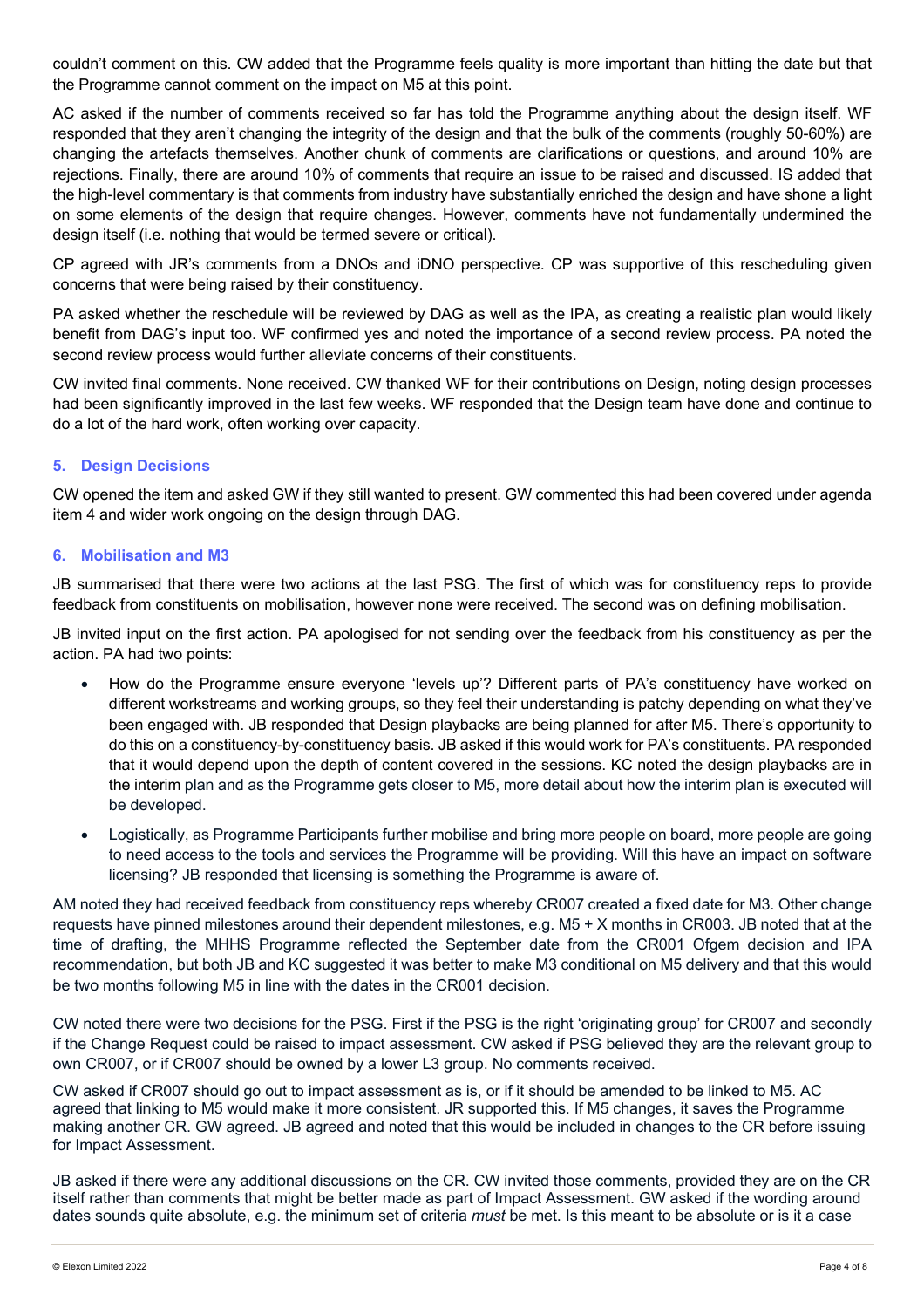couldn't comment on this. CW added that the Programme feels quality is more important than hitting the date but that the Programme cannot comment on the impact on M5 at this point.

AC asked if the number of comments received so far has told the Programme anything about the design itself. WF responded that they aren't changing the integrity of the design and that the bulk of the comments (roughly 50-60%) are changing the artefacts themselves. Another chunk of comments are clarifications or questions, and around 10% are rejections. Finally, there are around 10% of comments that require an issue to be raised and discussed. IS added that the high-level commentary is that comments from industry have substantially enriched the design and have shone a light on some elements of the design that require changes. However, comments have not fundamentally undermined the design itself (i.e. nothing that would be termed severe or critical).

CP agreed with JR's comments from a DNOs and iDNO perspective. CP was supportive of this rescheduling given concerns that were being raised by their constituency.

PA asked whether the reschedule will be reviewed by DAG as well as the IPA, as creating a realistic plan would likely benefit from DAG's input too. WF confirmed yes and noted the importance of a second review process. PA noted the second review process would further alleviate concerns of their constituents.

CW invited final comments. None received. CW thanked WF for their contributions on Design, noting design processes had been significantly improved in the last few weeks. WF responded that the Design team have done and continue to do a lot of the hard work, often working over capacity.

## 5. Design Decisions

CW opened the item and asked GW if they still wanted to present. GW commented this had been covered under agenda item 4 and wider work ongoing on the design through DAG.

## 6. Mobilisation and M3

JB summarised that there were two actions at the last PSG. The first of which was for constituency reps to provide feedback from constituents on mobilisation, however none were received. The second was on defining mobilisation.

JB invited input on the first action. PA apologised for not sending over the feedback from his constituency as per the action. PA had two points:

- How do the Programme ensure everyone 'levels up'? Different parts of PA's constituency have worked on different workstreams and working groups, so they feel their understanding is patchy depending on what they've been engaged with. JB responded that Design playbacks are being planned for after M5. There's opportunity to do this on a constituency-by-constituency basis. JB asked if this would work for PA's constituents. PA responded that it would depend upon the depth of content covered in the sessions. KC noted the design playbacks are in the interim plan and as the Programme gets closer to M5, more detail about how the interim plan is executed will be developed.
- Logistically, as Programme Participants further mobilise and bring more people on board, more people are going to need access to the tools and services the Programme will be providing. Will this have an impact on software licensing? JB responded that licensing is something the Programme is aware of.

AM noted they had received feedback from constituency reps whereby CR007 created a fixed date for M3. Other change requests have pinned milestones around their dependent milestones, e.g. M5 + X months in CR003. JB noted that at the time of drafting, the MHHS Programme reflected the September date from the CR001 Ofgem decision and IPA recommendation, but both JB and KC suggested it was better to make M3 conditional on M5 delivery and that this would be two months following M5 in line with the dates in the CR001 decision.

CW noted there were two decisions for the PSG. First if the PSG is the right 'originating group' for CR007 and secondly if the Change Request could be raised to impact assessment. CW asked if PSG believed they are the relevant group to own CR007, or if CR007 should be owned by a lower L3 group. No comments received.

CW asked if CR007 should go out to impact assessment as is, or if it should be amended to be linked to M5. AC agreed that linking to M5 would make it more consistent. JR supported this. If M5 changes, it saves the Programme making another CR. GW agreed. JB agreed and noted that this would be included in changes to the CR before issuing for Impact Assessment.

JB asked if there were any additional discussions on the CR. CW invited those comments, provided they are on the CR itself rather than comments that might be better made as part of Impact Assessment. GW asked if the wording around dates sounds quite absolute, e.g. the minimum set of criteria *must* be met. Is this meant to be absolute or is it a case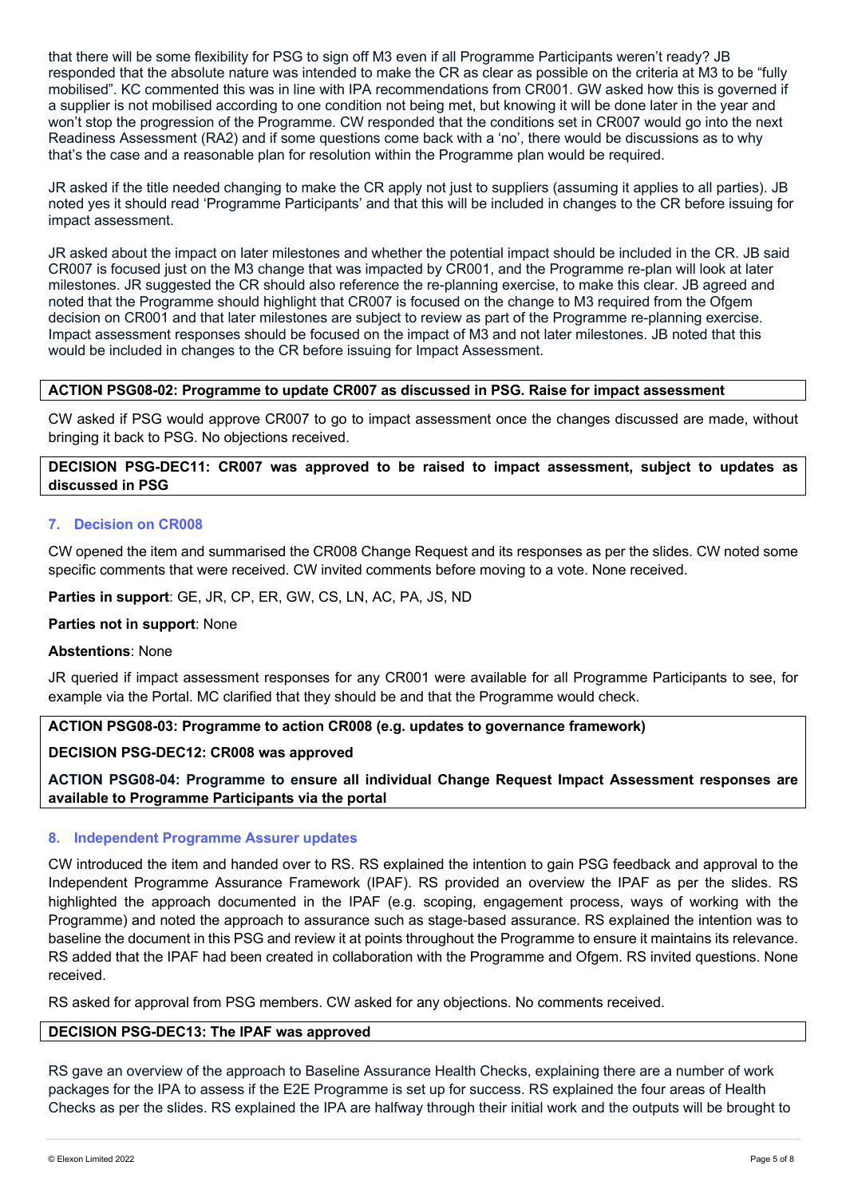that there will be some flexibility for PSG to sign off M3 even if all Programme Participants weren't ready? JB responded that the absolute nature was intended to make the CR as clear as possible on the criteria at M3 to be "fully mobilised". KC commented this was in line with IPA recommendations from CR001. GW asked how this is governed if a supplier is not mobilised according to one condition not being met, but knowing it will be done later in the year and won't stop the progression of the Programme. CW responded that the conditions set in CR007 would go into the next Readiness Assessment (RA2) and if some questions come back with a 'no', there would be discussions as to why that's the case and a reasonable plan for resolution within the Programme plan would be required.

JR asked if the title needed changing to make the CR apply not just to suppliers (assuming it applies to all parties). JB noted yes it should read 'Programme Participants' and that this will be included in changes to the CR before issuing for impact assessment.

JR asked about the impact on later milestones and whether the potential impact should be included in the CR. JB said CR007 is focused just on the M3 change that was impacted by CR001, and the Programme re-plan will look at later milestones. JR suggested the CR should also reference the re-planning exercise, to make this clear. JB agreed and noted that the Programme should highlight that CR007 is focused on the change to M3 required from the Ofgem decision on CR001 and that later milestones are subject to review as part of the Programme re-planning exercise. Impact assessment responses should be focused on the impact of M3 and not later milestones. JB noted that this would be included in changes to the CR before issuing for Impact Assessment.

**ACTION PSG08-02: Programme to update CR007 as discussed in PSG. Raise for impact assessment**

CW asked if PSG would approve CR007 to go to impact assessment once the changes discussed are made, without bringing it back to PSG. No objections received.

**DECISION PSG-DEC11: CR007 was approved to be raised to impact assessment, subject to updates as discussed in PSG**

## 7. Decision on CR008

CW opened the item and summarised the CR008 Change Request and its responses as per the slides. CW noted some specific comments that were received. CW invited comments before moving to a vote. None received.

**Parties in support**: GE, JR, CP, ER, GW, CS, LN, AC, PA, JS, ND

**Parties not in support**: None

**Abstentions**: None

JR queried if impact assessment responses for any CR001 were available for all Programme Participants to see, for example via the Portal. MC clarified that they should be and that the Programme would check.

**ACTION PSG08-03: Programme to action CR008 (e.g. updates to governance framework)**

**DECISION PSG-DEC12: CR008 was approved**

**ACTION PSG08-04: Programme to ensure all individual Change Request Impact Assessment responses are available to Programme Participants via the portal**

## 8. Independent Programme Assurer updates

CW introduced the item and handed over to RS. RS explained the intention to gain PSG feedback and approval to the Independent Programme Assurance Framework (IPAF). RS provided an overview the IPAF as per the slides. RS highlighted the approach documented in the IPAF (e.g. scoping, engagement process, ways of working with the Programme) and noted the approach to assurance such as stage-based assurance. RS explained the intention was to baseline the document in this PSG and review it at points throughout the Programme to ensure it maintains its relevance. RS added that the IPAF had been created in collaboration with the Programme and Ofgem. RS invited questions. None received.

RS asked for approval from PSG members. CW asked for any objections. No comments received.

**DECISION PSG-DEC13: The IPAF was approved**

RS gave an overview of the approach to Baseline Assurance Health Checks, explaining there are a number of work packages for the IPA to assess if the E2E Programme is set up for success. RS explained the four areas of Health Checks as per the slides. RS explained the IPA are halfway through their initial work and the outputs will be brought to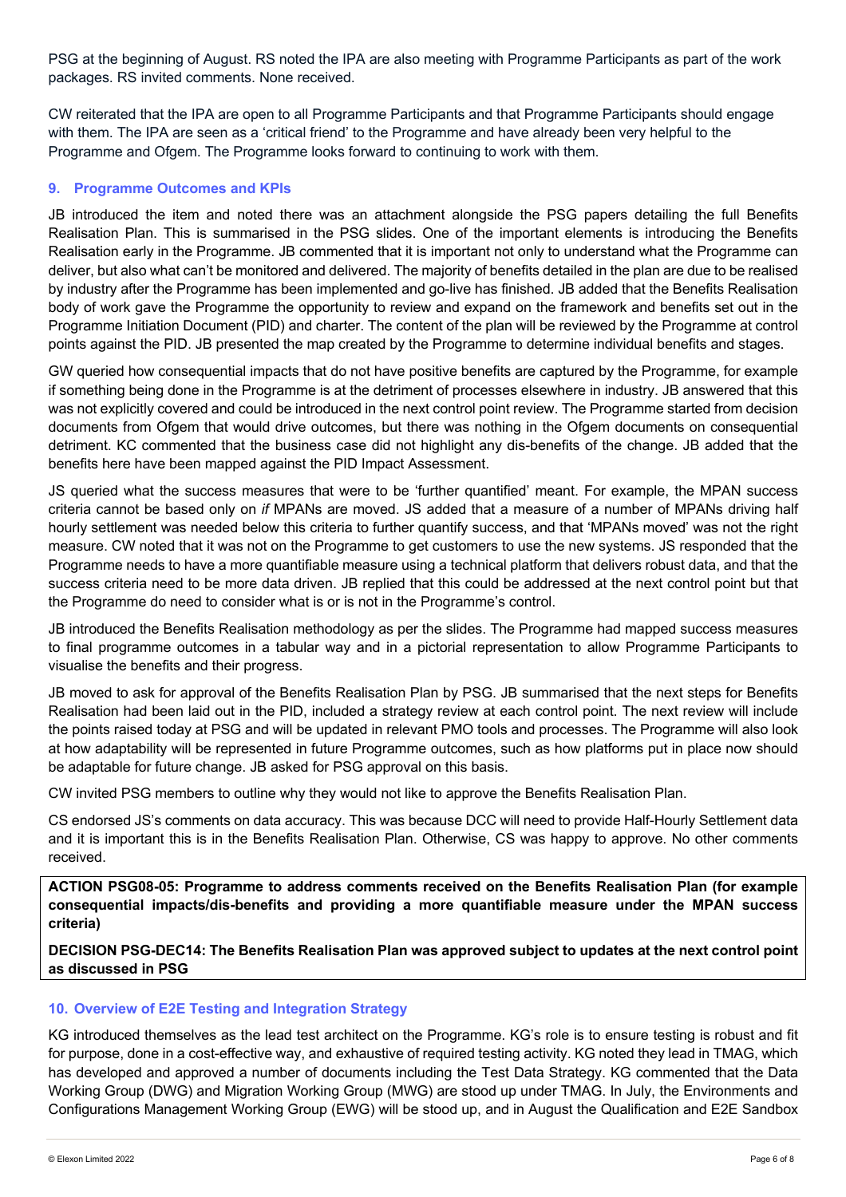PSG at the beginning of August. RS noted the IPA are also meeting with Programme Participants as part of the work packages. RS invited comments. None received.

CW reiterated that the IPA are open to all Programme Participants and that Programme Participants should engage with them. The IPA are seen as a 'critical friend' to the Programme and have already been very helpful to the Programme and Ofgem. The Programme looks forward to continuing to work with them.

## 9. Programme Outcomes and KPIs

JB introduced the item and noted there was an attachment alongside the PSG papers detailing the full Benefits Realisation Plan. This is summarised in the PSG slides. One of the important elements is introducing the Benefits Realisation early in the Programme. JB commented that it is important not only to understand what the Programme can deliver, but also what can't be monitored and delivered. The majority of benefits detailed in the plan are due to be realised by industry after the Programme has been implemented and go-live has finished. JB added that the Benefits Realisation body of work gave the Programme the opportunity to review and expand on the framework and benefits set out in the Programme Initiation Document (PID) and charter. The content of the plan will be reviewed by the Programme at control points against the PID. JB presented the map created by the Programme to determine individual benefits and stages.

GW queried how consequential impacts that do not have positive benefits are captured by the Programme, for example if something being done in the Programme is at the detriment of processes elsewhere in industry. JB answered that this was not explicitly covered and could be introduced in the next control point review. The Programme started from decision documents from Ofgem that would drive outcomes, but there was nothing in the Ofgem documents on consequential detriment. KC commented that the business case did not highlight any dis-benefits of the change. JB added that the benefits here have been mapped against the PID Impact Assessment.

JS queried what the success measures that were to be 'further quantified' meant. For example, the MPAN success criteria cannot be based only on *if* MPANs are moved. JS added that a measure of a number of MPANs driving half hourly settlement was needed below this criteria to further quantify success, and that 'MPANs moved' was not the right measure. CW noted that it was not on the Programme to get customers to use the new systems. JS responded that the Programme needs to have a more quantifiable measure using a technical platform that delivers robust data, and that the success criteria need to be more data driven. JB replied that this could be addressed at the next control point but that the Programme do need to consider what is or is not in the Programme's control.

JB introduced the Benefits Realisation methodology as per the slides. The Programme had mapped success measures to final programme outcomes in a tabular way and in a pictorial representation to allow Programme Participants to visualise the benefits and their progress.

JB moved to ask for approval of the Benefits Realisation Plan by PSG. JB summarised that the next steps for Benefits Realisation had been laid out in the PID, included a strategy review at each control point. The next review will include the points raised today at PSG and will be updated in relevant PMO tools and processes. The Programme will also look at how adaptability will be represented in future Programme outcomes, such as how platforms put in place now should be adaptable for future change. JB asked for PSG approval on this basis.

CW invited PSG members to outline why they would not like to approve the Benefits Realisation Plan.

CS endorsed JS's comments on data accuracy. This was because DCC will need to provide Half-Hourly Settlement data and it is important this is in the Benefits Realisation Plan. Otherwise, CS was happy to approve. No other comments received.

**ACTION PSG08-05: Programme to address comments received on the Benefits Realisation Plan (for example consequential impacts/dis-benefits and providing a more quantifiable measure under the MPAN success criteria)**

**DECISION PSG-DEC14: The Benefits Realisation Plan was approved subject to updates at the next control point as discussed in PSG**

## 10. Overview of E2E Testing and Integration Strategy

KG introduced themselves as the lead test architect on the Programme. KG's role is to ensure testing is robust and fit for purpose, done in a cost-effective way, and exhaustive of required testing activity. KG noted they lead in TMAG, which has developed and approved a number of documents including the Test Data Strategy. KG commented that the Data Working Group (DWG) and Migration Working Group (MWG) are stood up under TMAG. In July, the Environments and Configurations Management Working Group (EWG) will be stood up, and in August the Qualification and E2E Sandbox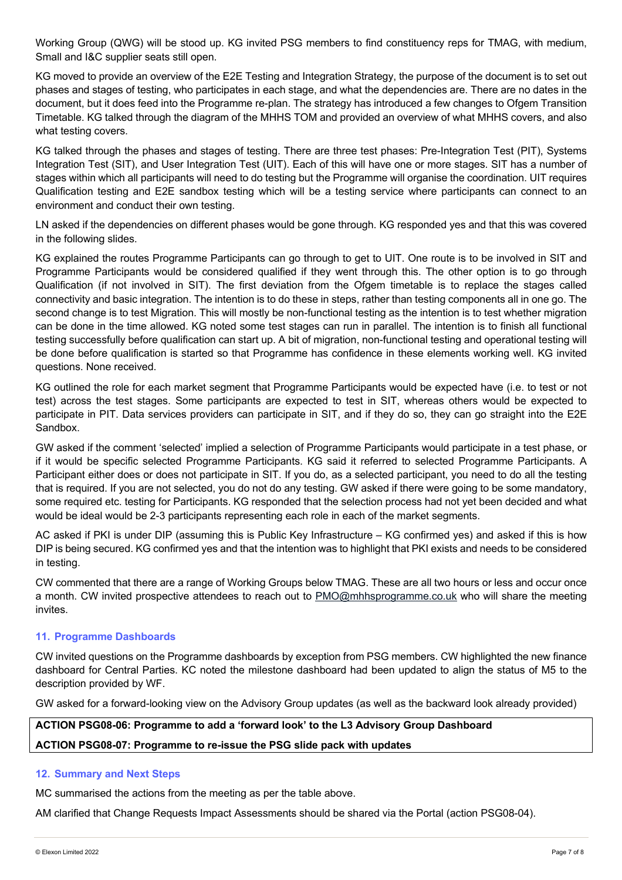Working Group (QWG) will be stood up. KG invited PSG members to find constituency reps for TMAG, with medium, Small and I&C supplier seats still open.

KG moved to provide an overview of the E2E Testing and Integration Strategy, the purpose of the document is to set out phases and stages of testing, who participates in each stage, and what the dependencies are. There are no dates in the document, but it does feed into the Programme re-plan. The strategy has introduced a few changes to Ofgem Transition Timetable. KG talked through the diagram of the MHHS TOM and provided an overview of what MHHS covers, and also what testing covers.

KG talked through the phases and stages of testing. There are three test phases: Pre-Integration Test (PIT), Systems Integration Test (SIT), and User Integration Test (UIT). Each of this will have one or more stages. SIT has a number of stages within which all participants will need to do testing but the Programme will organise the coordination. UIT requires Qualification testing and E2E sandbox testing which will be a testing service where participants can connect to an environment and conduct their own testing.

LN asked if the dependencies on different phases would be gone through. KG responded yes and that this was covered in the following slides.

KG explained the routes Programme Participants can go through to get to UIT. One route is to be involved in SIT and Programme Participants would be considered qualified if they went through this. The other option is to go through Qualification (if not involved in SIT). The first deviation from the Ofgem timetable is to replace the stages called connectivity and basic integration. The intention is to do these in steps, rather than testing components all in one go. The second change is to test Migration. This will mostly be non-functional testing as the intention is to test whether migration can be done in the time allowed. KG noted some test stages can run in parallel. The intention is to finish all functional testing successfully before qualification can start up. A bit of migration, non-functional testing and operational testing will be done before qualification is started so that Programme has confidence in these elements working well. KG invited questions. None received.

KG outlined the role for each market segment that Programme Participants would be expected have (i.e. to test or not test) across the test stages. Some participants are expected to test in SIT, whereas others would be expected to participate in PIT. Data services providers can participate in SIT, and if they do so, they can go straight into the E2E Sandbox.

GW asked if the comment 'selected' implied a selection of Programme Participants would participate in a test phase, or if it would be specific selected Programme Participants. KG said it referred to selected Programme Participants. A Participant either does or does not participate in SIT. If you do, as a selected participant, you need to do all the testing that is required. If you are not selected, you do not do any testing. GW asked if there were going to be some mandatory, some required etc. testing for Participants. KG responded that the selection process had not yet been decided and what would be ideal would be 2-3 participants representing each role in each of the market segments.

AC asked if PKI is under DIP (assuming this is Public Key Infrastructure – KG confirmed yes) and asked if this is how DIP is being secured. KG confirmed yes and that the intention was to highlight that PKI exists and needs to be considered in testing.

CW commented that there are a range of Working Groups below TMAG. These are all two hours or less and occur once a month. CW invited prospective attendees to reach out to PMO@mhhsprogramme.co.uk who will share the meeting invites.

## 11. Programme Dashboards

CW invited questions on the Programme dashboards by exception from PSG members. CW highlighted the new finance dashboard for Central Parties. KC noted the milestone dashboard had been updated to align the status of M5 to the description provided by WF.

GW asked for a forward-looking view on the Advisory Group updates (as well as the backward look already provided)

**ACTION PSG08-06: Programme to add a 'forward look' to the L3 Advisory Group Dashboard**

**ACTION PSG08-07: Programme to re-issue the PSG slide pack with updates**

## 12. Summary and Next Steps

MC summarised the actions from the meeting as per the table above.

AM clarified that Change Requests Impact Assessments should be shared via the Portal (action PSG08-04).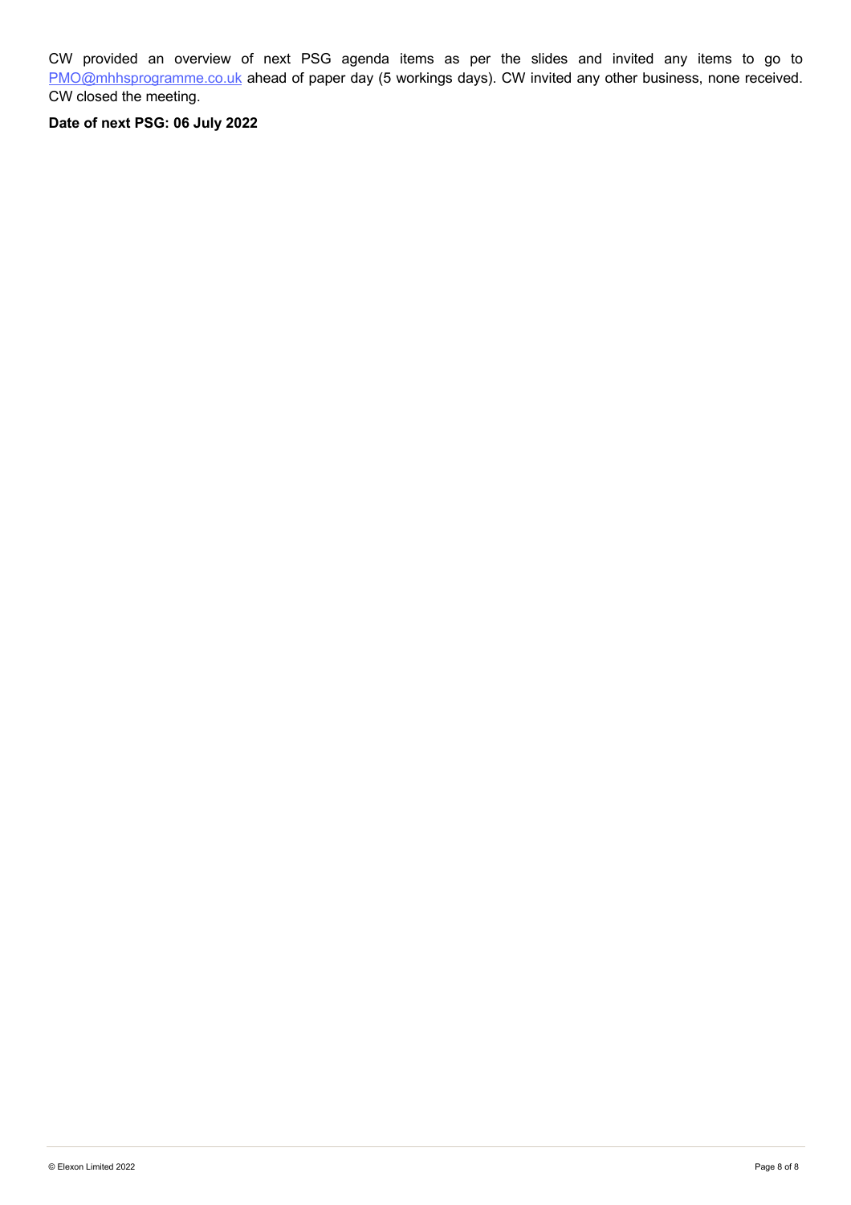CW provided an overview of next PSG agenda items as per the slides and invited any items to go to PMO@mhhsprogramme.co.uk ahead of paper day (5 workings days). CW invited any other business, none received. CW closed the meeting.

**Date of next PSG: 06 July 2022**